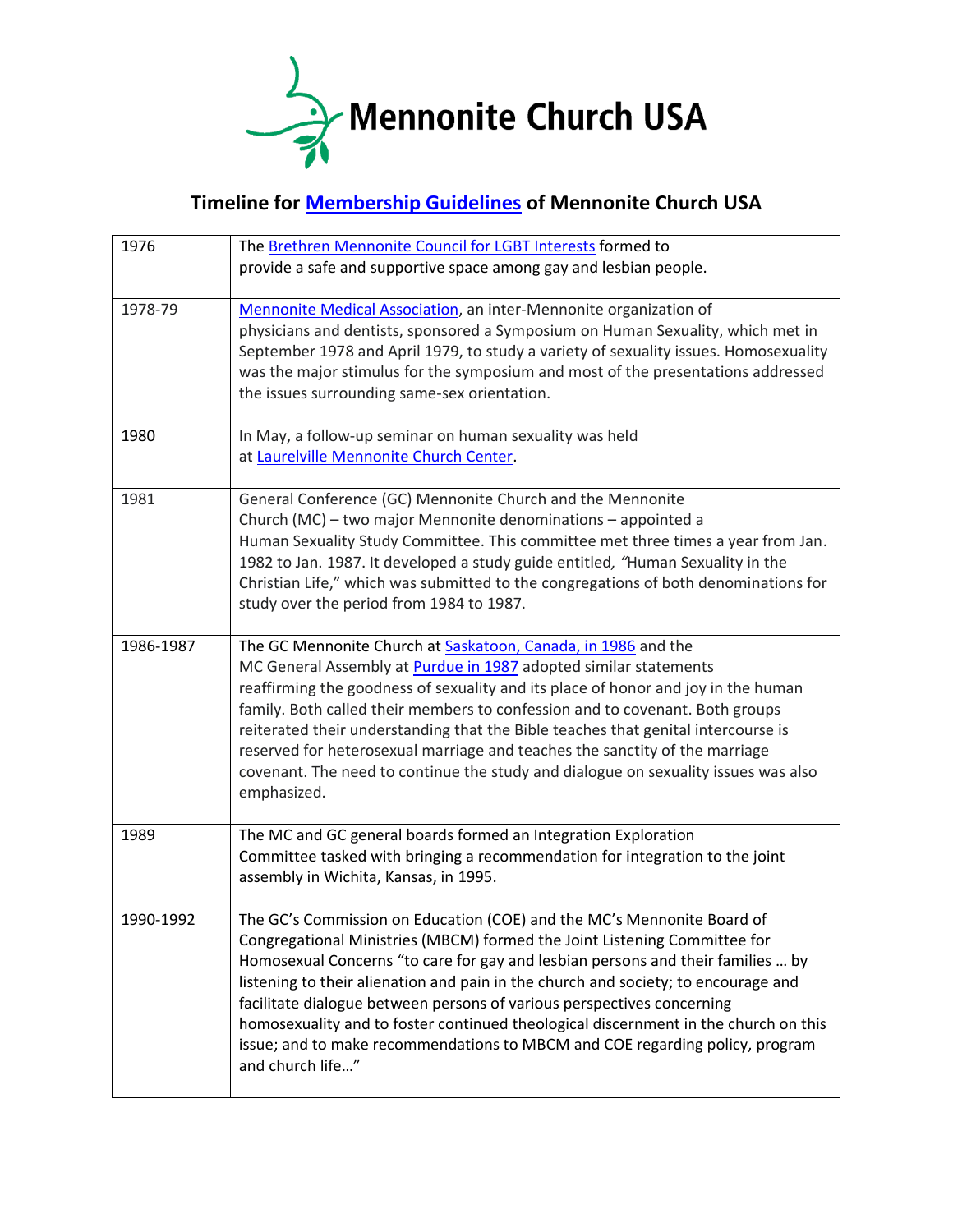Mennonite Church USA

## Timeline for Membership Guidelines of Mennonite Church USA

| | |
|---|---|
| 1976 | The Brethren Mennonite Council for LGBT Interests formed to provide a safe and supportive space among gay and lesbian people. |
| 1978-79 | Mennonite Medical Association, an inter-Mennonite organization of physicians and dentists, sponsored a Symposium on Human Sexuality, which met in September 1978 and April 1979, to study a variety of sexuality issues. Homosexuality was the major stimulus for the symposium and most of the presentations addressed the issues surrounding same-sex orientation. |
| 1980 | In May, a follow-up seminar on human sexuality was held at Laurelville Mennonite Church Center. |
| 1981 | General Conference (GC) Mennonite Church and the Mennonite Church (MC) – two major Mennonite denominations – appointed a Human Sexuality Study Committee. This committee met three times a year from Jan. 1982 to Jan. 1987. It developed a study guide entitled, *"*Human Sexuality in the Christian Life," which was submitted to the congregations of both denominations for study over the period from 1984 to 1987. |
| 1986-1987 | The GC Mennonite Church at Saskatoon, Canada, in 1986 and the MC General Assembly at Purdue in 1987 adopted similar statements reaffirming the goodness of sexuality and its place of honor and joy in the human family. Both called their members to confession and to covenant. Both groups reiterated their understanding that the Bible teaches that genital intercourse is reserved for heterosexual marriage and teaches the sanctity of the marriage covenant. The need to continue the study and dialogue on sexuality issues was also emphasized. |
| 1989 | The MC and GC general boards formed an Integration Exploration Committee tasked with bringing a recommendation for integration to the joint assembly in Wichita, Kansas, in 1995. |
| 1990-1992 | The GC's Commission on Education (COE) and the MC's Mennonite Board of Congregational Ministries (MBCM) formed the Joint Listening Committee for Homosexual Concerns "to care for gay and lesbian persons and their families … by listening to their alienation and pain in the church and society; to encourage and facilitate dialogue between persons of various perspectives concerning homosexuality and to foster continued theological discernment in the church on this issue; and to make recommendations to MBCM and COE regarding policy, program and church life…" |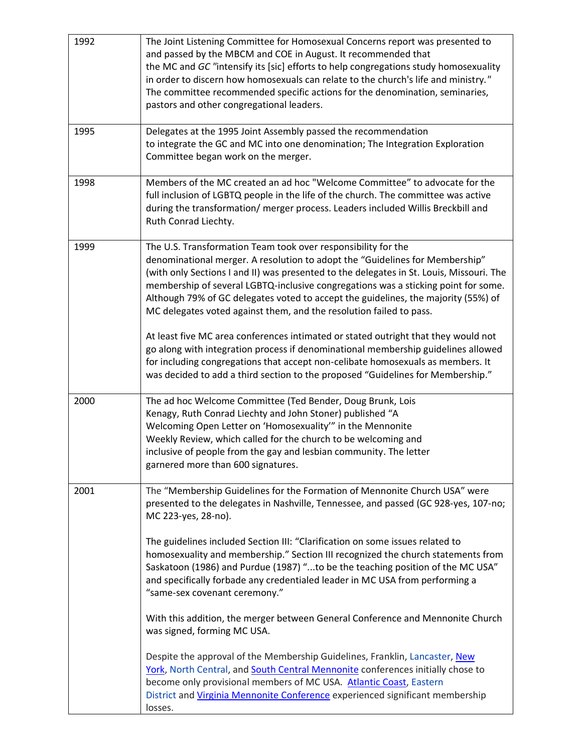| | |
|---|---|
| 1992 | The Joint Listening Committee for Homosexual Concerns report was presented to and passed by the MBCM and COE in August. It recommended that the MC and *GC* "intensify its [sic] efforts to help congregations study homosexuality in order to discern how homosexuals can relate to the church's life and ministry." The committee recommended specific actions for the denomination, seminaries, pastors and other congregational leaders. |
| 1995 | Delegates at the 1995 Joint Assembly passed the recommendation to integrate the GC and MC into one denomination; The Integration Exploration Committee began work on the merger. |
| 1998 | Members of the MC created an ad hoc "Welcome Committee" to advocate for the full inclusion of LGBTQ people in the life of the church. The committee was active during the transformation/ merger process. Leaders included Willis Breckbill and Ruth Conrad Liechty. |
| 1999 | The U.S. Transformation Team took over responsibility for the denominational merger. A resolution to adopt the "Guidelines for Membership" (with only Sections I and II) was presented to the delegates in St. Louis, Missouri. The membership of several LGBTQ-inclusive congregations was a sticking point for some. Although 79% of GC delegates voted to accept the guidelines, the majority (55%) of MC delegates voted against them, and the resolution failed to pass.<br><br>At least five MC area conferences intimated or stated outright that they would not go along with integration process if denominational membership guidelines allowed for including congregations that accept non-celibate homosexuals as members. It was decided to add a third section to the proposed "Guidelines for Membership." |
| 2000 | The ad hoc Welcome Committee (Ted Bender, Doug Brunk, Lois Kenagy, Ruth Conrad Liechty and John Stoner) published "A Welcoming Open Letter on 'Homosexuality'" in the Mennonite Weekly Review, which called for the church to be welcoming and inclusive of people from the gay and lesbian community. The letter garnered more than 600 signatures. |
| 2001 | The "Membership Guidelines for the Formation of Mennonite Church USA" were presented to the delegates in Nashville, Tennessee, and passed (GC 928-yes, 107-no; MC 223-yes, 28-no).<br><br>The guidelines included Section III: "Clarification on some issues related to homosexuality and membership." Section III recognized the church statements from Saskatoon (1986) and Purdue (1987) "...to be the teaching position of the MC USA" and specifically forbade any credentialed leader in MC USA from performing a "same-sex covenant ceremony."<br><br>With this addition, the merger between General Conference and Mennonite Church was signed, forming MC USA.<br><br>Despite the approval of the Membership Guidelines, Franklin, Lancaster, New York, North Central, and South Central Mennonite conferences initially chose to become only provisional members of MC USA. Atlantic Coast, Eastern District and Virginia Mennonite Conference experienced significant membership losses. |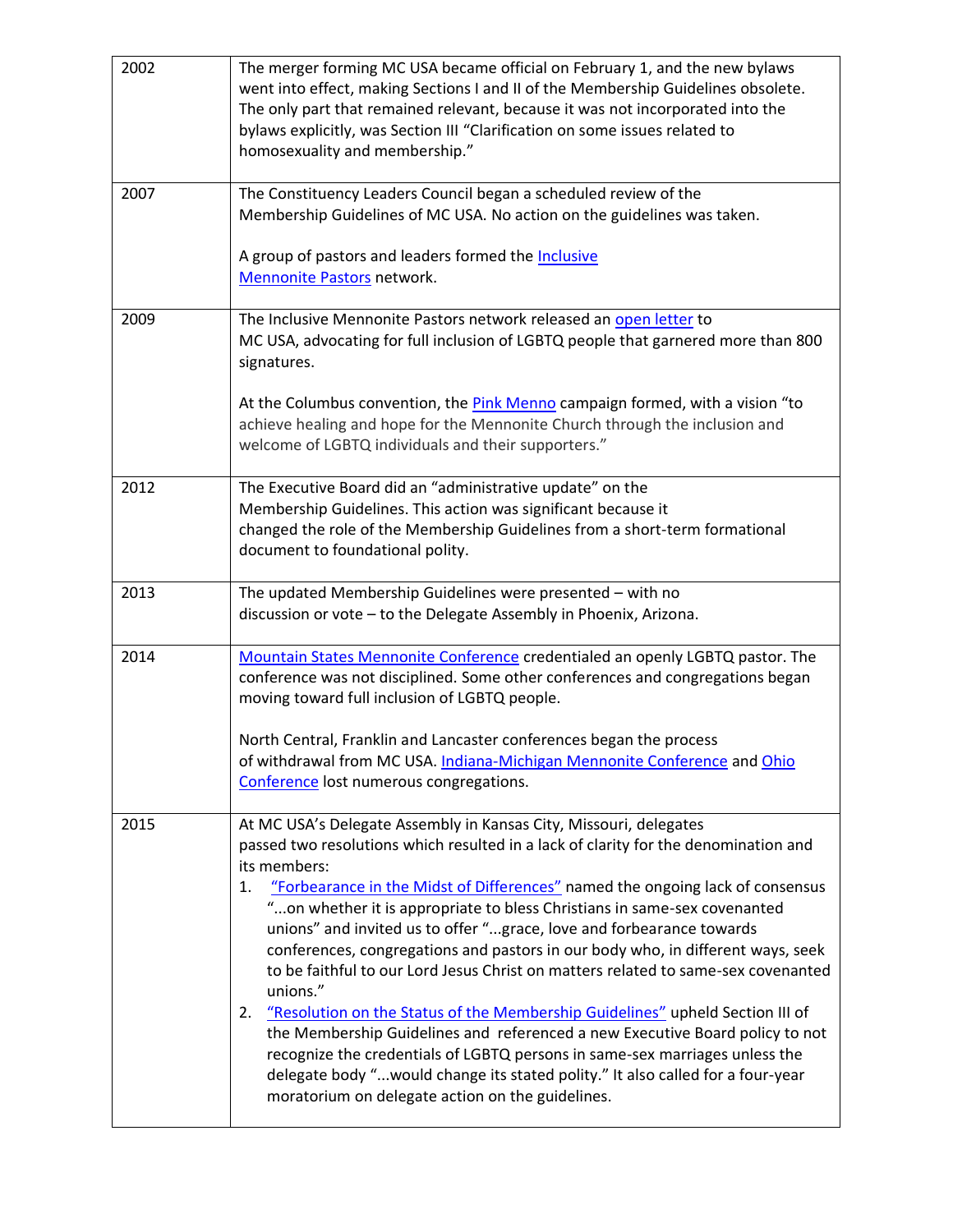| | |
|---|---|
| 2002 | The merger forming MC USA became official on February 1, and the new bylaws went into effect, making Sections I and II of the Membership Guidelines obsolete. The only part that remained relevant, because it was not incorporated into the bylaws explicitly, was Section III "Clarification on some issues related to homosexuality and membership." |
| 2007 | The Constituency Leaders Council began a scheduled review of the Membership Guidelines of MC USA. No action on the guidelines was taken.<br><br>A group of pastors and leaders formed the Inclusive Mennonite Pastors network. |
| 2009 | The Inclusive Mennonite Pastors network released an open letter to MC USA, advocating for full inclusion of LGBTQ people that garnered more than 800 signatures.<br><br>At the Columbus convention, the Pink Menno campaign formed, with a vision "to achieve healing and hope for the Mennonite Church through the inclusion and welcome of LGBTQ individuals and their supporters." |
| 2012 | The Executive Board did an "administrative update" on the Membership Guidelines. This action was significant because it changed the role of the Membership Guidelines from a short-term formational document to foundational polity. |
| 2013 | The updated Membership Guidelines were presented – with no discussion or vote – to the Delegate Assembly in Phoenix, Arizona. |
| 2014 | Mountain States Mennonite Conference credentialed an openly LGBTQ pastor. The conference was not disciplined. Some other conferences and congregations began moving toward full inclusion of LGBTQ people.<br><br>North Central, Franklin and Lancaster conferences began the process of withdrawal from MC USA. Indiana-Michigan Mennonite Conference and Ohio Conference lost numerous congregations. |
| 2015 | At MC USA's Delegate Assembly in Kansas City, Missouri, delegates passed two resolutions which resulted in a lack of clarity for the denomination and its members:<br>1. "Forbearance in the Midst of Differences" named the ongoing lack of consensus "...on whether it is appropriate to bless Christians in same-sex covenanted unions" and invited us to offer "...grace, love and forbearance towards conferences, congregations and pastors in our body who, in different ways, seek to be faithful to our Lord Jesus Christ on matters related to same-sex covenanted unions."<br>2. "Resolution on the Status of the Membership Guidelines" upheld Section III of the Membership Guidelines and referenced a new Executive Board policy to not recognize the credentials of LGBTQ persons in same-sex marriages unless the delegate body "...would change its stated polity." It also called for a four-year moratorium on delegate action on the guidelines. |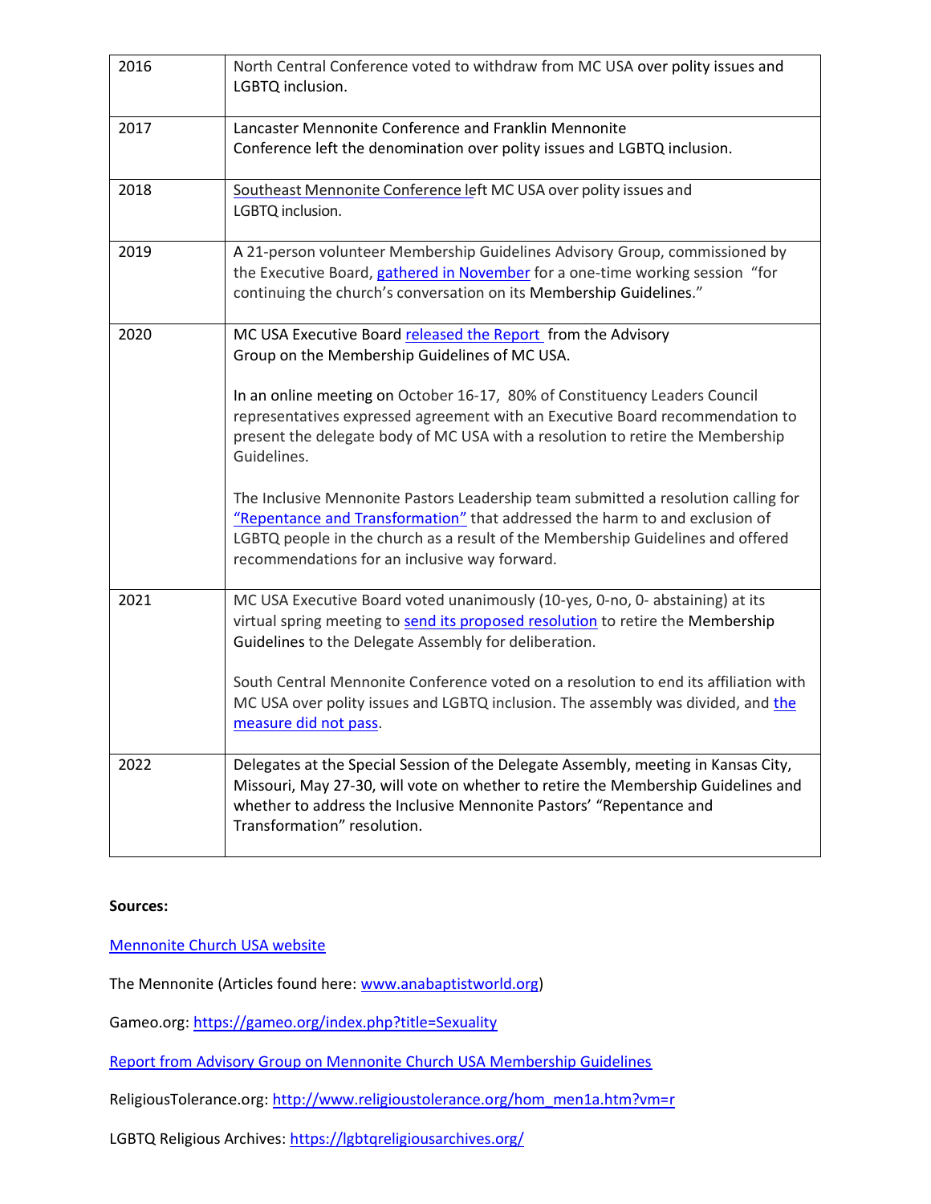| | |
|---|---|
| 2016 | North Central Conference voted to withdraw from MC USA over polity issues and LGBTQ inclusion. |
| 2017 | Lancaster Mennonite Conference and Franklin Mennonite Conference left the denomination over polity issues and LGBTQ inclusion. |
| 2018 | Southeast Mennonite Conference left MC USA over polity issues and LGBTQ inclusion. |
| 2019 | A 21-person volunteer Membership Guidelines Advisory Group, commissioned by the Executive Board, gathered in November for a one-time working session "for continuing the church's conversation on its Membership Guidelines." |
| 2020 | MC USA Executive Board released the Report from the Advisory Group on the Membership Guidelines of MC USA.<br><br>In an online meeting on October 16-17, 80% of Constituency Leaders Council representatives expressed agreement with an Executive Board recommendation to present the delegate body of MC USA with a resolution to retire the Membership Guidelines.<br><br>The Inclusive Mennonite Pastors Leadership team submitted a resolution calling for "Repentance and Transformation" that addressed the harm to and exclusion of LGBTQ people in the church as a result of the Membership Guidelines and offered recommendations for an inclusive way forward. |
| 2021 | MC USA Executive Board voted unanimously (10-yes, 0-no, 0- abstaining) at its virtual spring meeting to send its proposed resolution to retire the Membership Guidelines to the Delegate Assembly for deliberation.<br><br>South Central Mennonite Conference voted on a resolution to end its affiliation with MC USA over polity issues and LGBTQ inclusion. The assembly was divided, and the measure did not pass. |
| 2022 | Delegates at the Special Session of the Delegate Assembly, meeting in Kansas City, Missouri, May 27-30, will vote on whether to retire the Membership Guidelines and whether to address the Inclusive Mennonite Pastors' "Repentance and Transformation" resolution. |

**Sources:**

Mennonite Church USA website

The Mennonite (Articles found here: www.anabaptistworld.org)

Gameo.org: https://gameo.org/index.php?title=Sexuality

Report from Advisory Group on Mennonite Church USA Membership Guidelines

ReligiousTolerance.org: http://www.religioustolerance.org/hom_men1a.htm?vm=r

LGBTQ Religious Archives: https://lgbtqreligiousarchives.org/